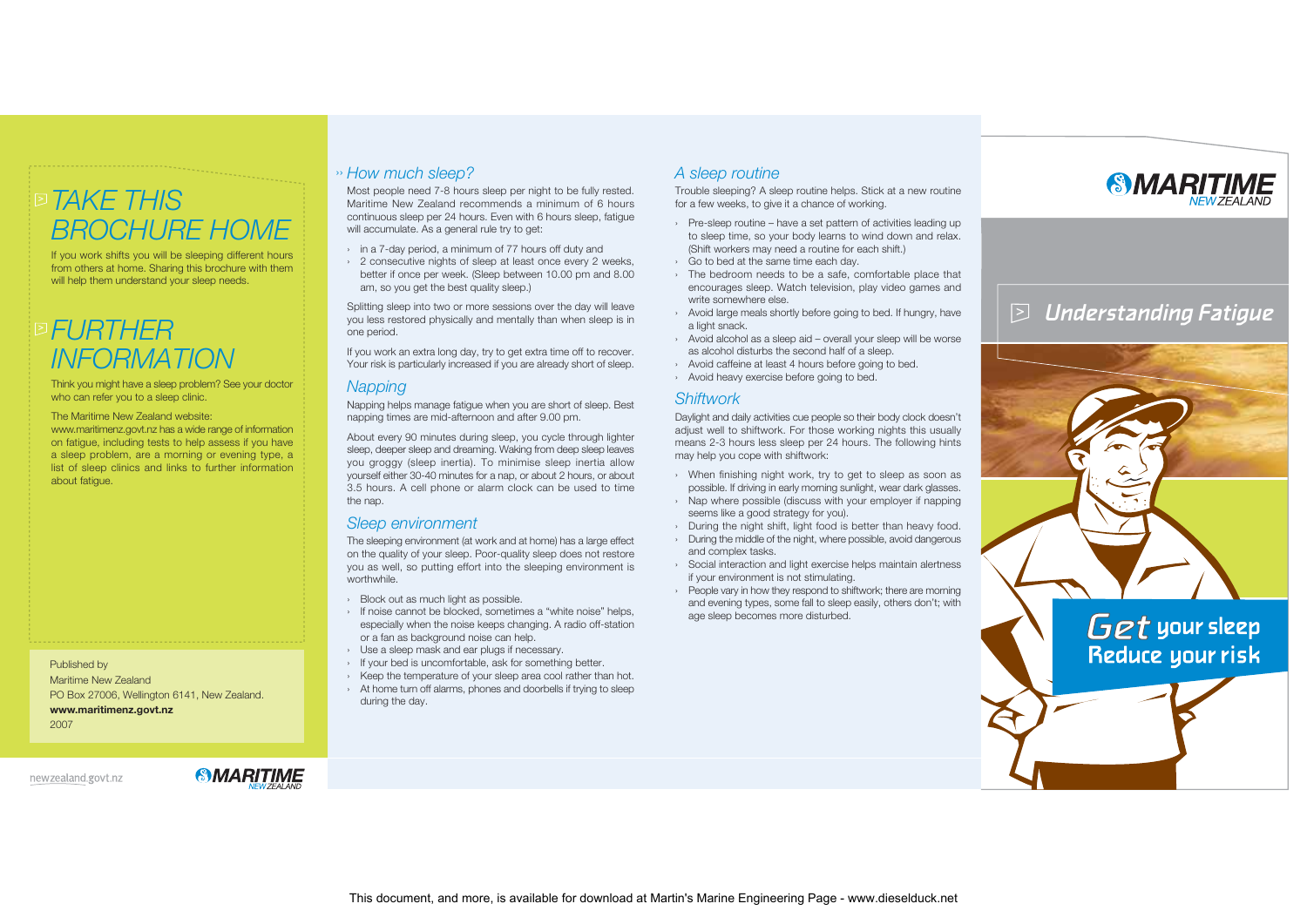# TAKE THIS BROCHURE HOME

If you work shifts you will be sleeping different hours from others at home. Sharing this brochure with them will help them understand your sleep needs.

# FURTHER INFORMATION

Think you might have a sleep problem? See your doctor who can refer you to a sleep clinic.

The Maritime New Zealand website:

www.maritimenz.govt.nz has a wide range of information on fatigue, including tests to help assess if you have a sleep problem, are a morning or evening type, a list of sleep clinics and links to further information about fatigue.

Published by
Maritime New Zealand
PO Box 27006, Wellington 6141, New Zealand.
**www.maritimenz.govt.nz**
2007

newzealand.govt.nz

MARITIME NEW ZEALAND

## How much sleep?

Most people need 7-8 hours sleep per night to be fully rested. Maritime New Zealand recommends a minimum of 6 hours continuous sleep per 24 hours. Even with 6 hours sleep, fatigue will accumulate. As a general rule try to get:

- in a 7-day period, a minimum of 77 hours off duty and
- 2 consecutive nights of sleep at least once every 2 weeks, better if once per week. (Sleep between 10.00 pm and 8.00 am, so you get the best quality sleep.)

Splitting sleep into two or more sessions over the day will leave you less restored physically and mentally than when sleep is in one period.

If you work an extra long day, try to get extra time off to recover. Your risk is particularly increased if you are already short of sleep.

## Napping

Napping helps manage fatigue when you are short of sleep. Best napping times are mid-afternoon and after 9.00 pm.

About every 90 minutes during sleep, you cycle through lighter sleep, deeper sleep and dreaming. Waking from deep sleep leaves you groggy (sleep inertia). To minimise sleep inertia allow yourself either 30-40 minutes for a nap, or about 2 hours, or about 3.5 hours. A cell phone or alarm clock can be used to time the nap.

## Sleep environment

The sleeping environment (at work and at home) has a large effect on the quality of your sleep. Poor-quality sleep does not restore you as well, so putting effort into the sleeping environment is worthwhile.

- Block out as much light as possible.
- If noise cannot be blocked, sometimes a "white noise" helps, especially when the noise keeps changing. A radio off-station or a fan as background noise can help.
- Use a sleep mask and ear plugs if necessary.
- If your bed is uncomfortable, ask for something better.
- Keep the temperature of your sleep area cool rather than hot.
- At home turn off alarms, phones and doorbells if trying to sleep during the day.

## A sleep routine

Trouble sleeping? A sleep routine helps. Stick at a new routine for a few weeks, to give it a chance of working.

- Pre-sleep routine – have a set pattern of activities leading up to sleep time, so your body learns to wind down and relax. (Shift workers may need a routine for each shift.)
- Go to bed at the same time each day.
- The bedroom needs to be a safe, comfortable place that encourages sleep. Watch television, play video games and write somewhere else.
- Avoid large meals shortly before going to bed. If hungry, have a light snack.
- Avoid alcohol as a sleep aid – overall your sleep will be worse as alcohol disturbs the second half of a sleep.
- Avoid caffeine at least 4 hours before going to bed.
- Avoid heavy exercise before going to bed.

## Shiftwork

Daylight and daily activities cue people so their body clock doesn't adjust well to shiftwork. For those working nights this usually means 2-3 hours less sleep per 24 hours. The following hints may help you cope with shiftwork:

- When finishing night work, try to get to sleep as soon as possible. If driving in early morning sunlight, wear dark glasses.
- Nap where possible (discuss with your employer if napping seems like a good strategy for you).
- During the night shift, light food is better than heavy food.
- During the middle of the night, where possible, avoid dangerous and complex tasks.
- Social interaction and light exercise helps maintain alertness if your environment is not stimulating.
- People vary in how they respond to shiftwork; there are morning and evening types, some fall to sleep easily, others don't; with age sleep becomes more disturbed.

MARITIME NEW ZEALAND

# Understanding Fatigue

**Get your sleep**
**Reduce your risk**

This document, and more, is available for download at Martin's Marine Engineering Page - www.dieselduck.net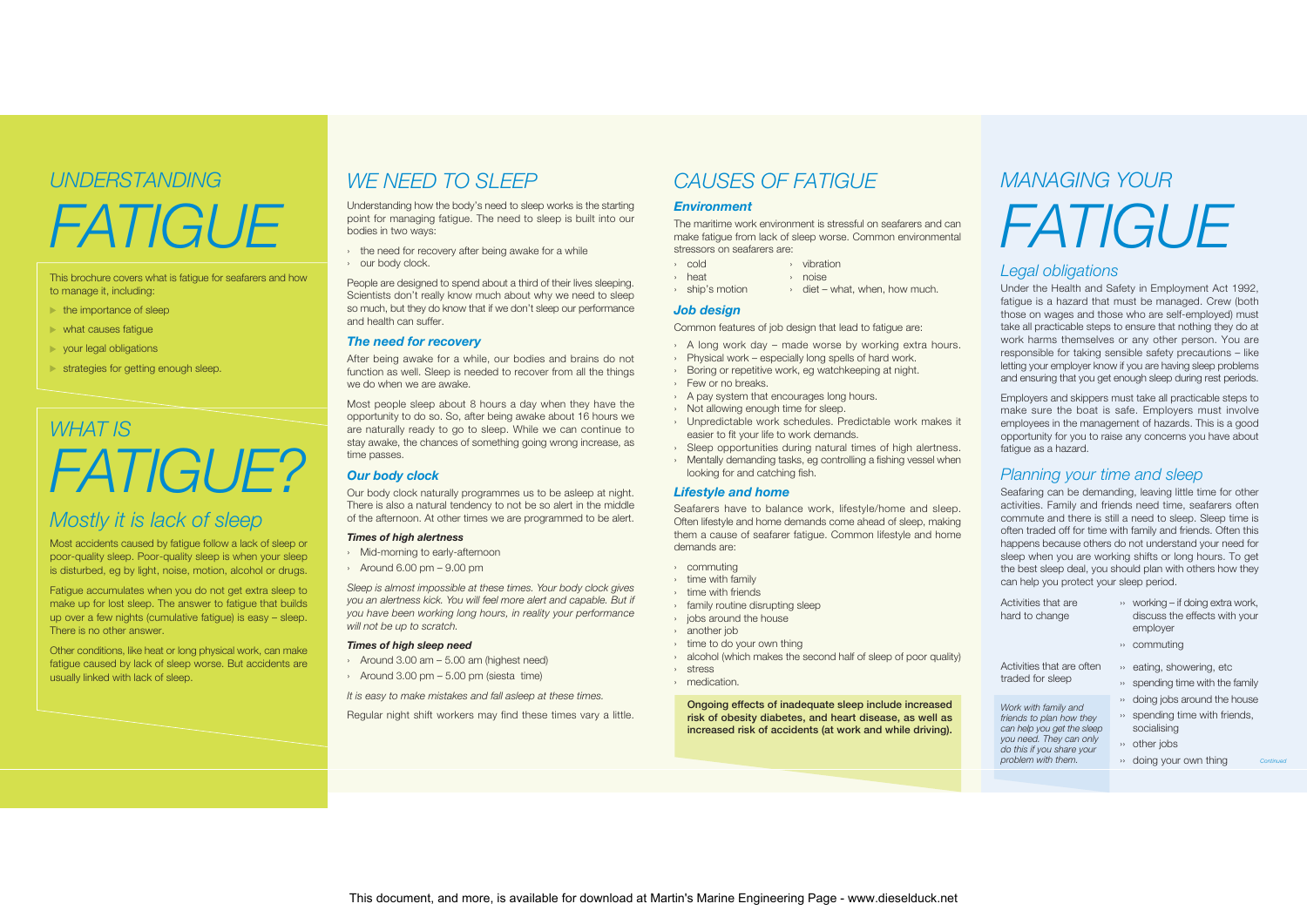# UNDERSTANDING FATIGUE

This brochure covers what is fatigue for seafarers and how to manage it, including:

- the importance of sleep
- what causes fatigue
- your legal obligations
- strategies for getting enough sleep.

# WHAT IS FATIGUE?

## Mostly it is lack of sleep

Most accidents caused by fatigue follow a lack of sleep or poor-quality sleep. Poor-quality sleep is when your sleep is disturbed, eg by light, noise, motion, alcohol or drugs.

Fatigue accumulates when you do not get extra sleep to make up for lost sleep. The answer to fatigue that builds up over a few nights (cumulative fatigue) is easy – sleep. There is no other answer.

Other conditions, like heat or long physical work, can make fatigue caused by lack of sleep worse. But accidents are usually linked with lack of sleep.

# WE NEED TO SLEEP

Understanding how the body's need to sleep works is the starting point for managing fatigue. The need to sleep is built into our bodies in two ways:

- the need for recovery after being awake for a while
- our body clock.

People are designed to spend about a third of their lives sleeping. Scientists don't really know much about why we need to sleep so much, but they do know that if we don't sleep our performance and health can suffer.

### The need for recovery

After being awake for a while, our bodies and brains do not function as well. Sleep is needed to recover from all the things we do when we are awake.

Most people sleep about 8 hours a day when they have the opportunity to do so. So, after being awake about 16 hours we are naturally ready to go to sleep. While we can continue to stay awake, the chances of something going wrong increase, as time passes.

### Our body clock

Our body clock naturally programmes us to be asleep at night. There is also a natural tendency to not be so alert in the middle of the afternoon. At other times we are programmed to be alert.

**Times of high alertness**

- Mid-morning to early-afternoon
- Around 6.00 pm – 9.00 pm

*Sleep is almost impossible at these times. Your body clock gives you an alertness kick. You will feel more alert and capable. But if you have been working long hours, in reality your performance will not be up to scratch.*

**Times of high sleep need**

- Around 3.00 am – 5.00 am (highest need)
- Around 3.00 pm – 5.00 pm (siesta time)

*It is easy to make mistakes and fall asleep at these times.*

Regular night shift workers may find these times vary a little.

# CAUSES OF FATIGUE

### Environment

The maritime work environment is stressful on seafarers and can make fatigue from lack of sleep worse. Common environmental stressors on seafarers are:

- cold
- heat
- ship's motion
- vibration
- noise
- diet – what, when, how much.

### Job design

Common features of job design that lead to fatigue are:

- A long work day – made worse by working extra hours.
- Physical work – especially long spells of hard work.
- Boring or repetitive work, eg watchkeeping at night.
- Few or no breaks.
- A pay system that encourages long hours.
- Not allowing enough time for sleep.
- Unpredictable work schedules. Predictable work makes it easier to fit your life to work demands.
- Sleep opportunities during natural times of high alertness.
- Mentally demanding tasks, eg controlling a fishing vessel when looking for and catching fish.

### Lifestyle and home

Seafarers have to balance work, lifestyle/home and sleep. Often lifestyle and home demands come ahead of sleep, making them a cause of seafarer fatigue. Common lifestyle and home demands are:

- commuting
- time with family
- time with friends
- family routine disrupting sleep
- jobs around the house
- another job
- time to do your own thing
- alcohol (which makes the second half of sleep of poor quality)
- stress
- medication.

**Ongoing effects of inadequate sleep include increased risk of obesity diabetes, and heart disease, as well as increased risk of accidents (at work and while driving).**

# MANAGING YOUR FATIGUE

## Legal obligations

Under the Health and Safety in Employment Act 1992, fatigue is a hazard that must be managed. Crew (both those on wages and those who are self-employed) must take all practicable steps to ensure that nothing they do at work harms themselves or any other person. You are responsible for taking sensible safety precautions – like letting your employer know if you are having sleep problems and ensuring that you get enough sleep during rest periods.

Employers and skippers must take all practicable steps to make sure the boat is safe. Employers must involve employees in the management of hazards. This is a good opportunity for you to raise any concerns you have about fatigue as a hazard.

## Planning your time and sleep

Seafaring can be demanding, leaving little time for other activities. Family and friends need time, seafarers often commute and there is still a need to sleep. Sleep time is often traded off for time with family and friends. Often this happens because others do not understand your need for sleep when you are working shifts or long hours. To get the best sleep deal, you should plan with others how they can help you protect your sleep period.

| | |
|---|---|
| Activities that are hard to change | working – if doing extra work, discuss the effects with your employer; commuting |
| Activities that are often traded for sleep | eating, showering, etc; spending time with the family; doing jobs around the house; spending time with friends, socialising; other jobs; doing your own thing |

*Work with family and friends to plan how they can help you get the sleep you need. They can only do this if you share your problem with them.*

*Continued*